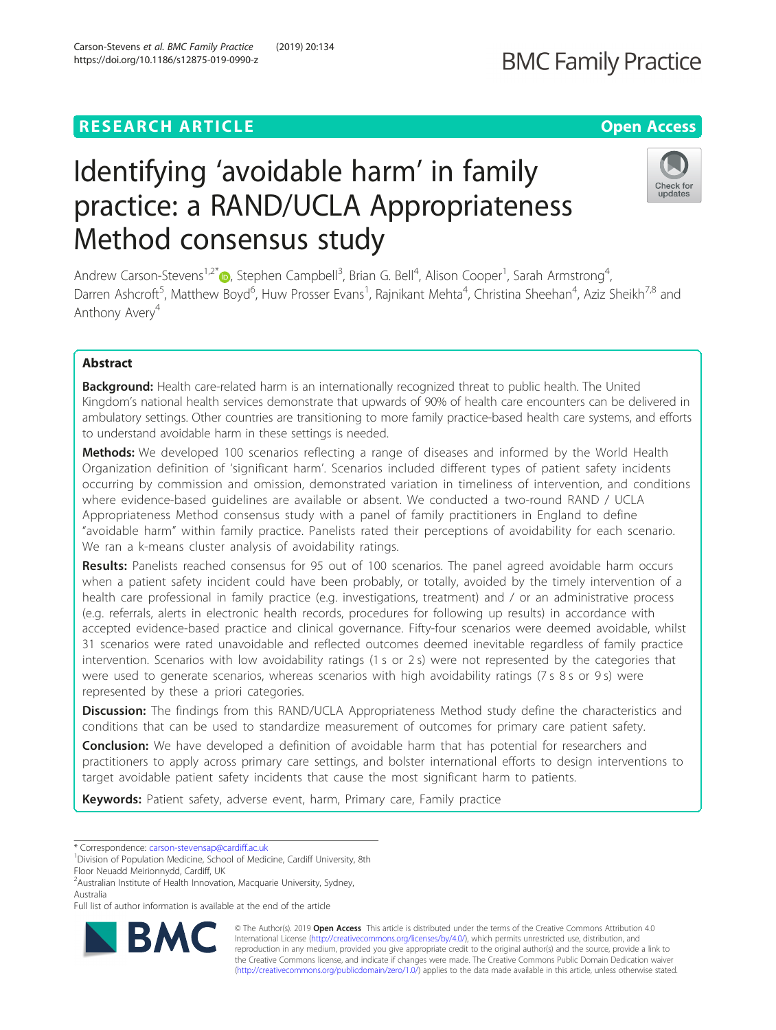RESEARCH ARTICLE

Open Access

# Identifying 'avoidable harm' in family practice: a RAND/UCLA Appropriateness Method consensus study

Andrew Carson-Stevens[1,2*], Stephen Campbell[3], Brian G. Bell[4], Alison Cooper[1], Sarah Armstrong[4], Darren Ashcroft[5], Matthew Boyd[6], Huw Prosser Evans[1], Rajnikant Mehta[4], Christina Sheehan[4], Aziz Sheikh[7,8] and Anthony Avery[4]

## Abstract

**Background:** Health care-related harm is an internationally recognized threat to public health. The United Kingdom's national health services demonstrate that upwards of 90% of health care encounters can be delivered in ambulatory settings. Other countries are transitioning to more family practice-based health care systems, and efforts to understand avoidable harm in these settings is needed.

**Methods:** We developed 100 scenarios reflecting a range of diseases and informed by the World Health Organization definition of 'significant harm'. Scenarios included different types of patient safety incidents occurring by commission and omission, demonstrated variation in timeliness of intervention, and conditions where evidence-based guidelines are available or absent. We conducted a two-round RAND / UCLA Appropriateness Method consensus study with a panel of family practitioners in England to define "avoidable harm" within family practice. Panelists rated their perceptions of avoidability for each scenario. We ran a k-means cluster analysis of avoidability ratings.

**Results:** Panelists reached consensus for 95 out of 100 scenarios. The panel agreed avoidable harm occurs when a patient safety incident could have been probably, or totally, avoided by the timely intervention of a health care professional in family practice (e.g. investigations, treatment) and / or an administrative process (e.g. referrals, alerts in electronic health records, procedures for following up results) in accordance with accepted evidence-based practice and clinical governance. Fifty-four scenarios were deemed avoidable, whilst 31 scenarios were rated unavoidable and reflected outcomes deemed inevitable regardless of family practice intervention. Scenarios with low avoidability ratings (1 s or 2 s) were not represented by the categories that were used to generate scenarios, whereas scenarios with high avoidability ratings (7 s 8 s or 9 s) were represented by these a priori categories.

**Discussion:** The findings from this RAND/UCLA Appropriateness Method study define the characteristics and conditions that can be used to standardize measurement of outcomes for primary care patient safety.

**Conclusion:** We have developed a definition of avoidable harm that has potential for researchers and practitioners to apply across primary care settings, and bolster international efforts to design interventions to target avoidable patient safety incidents that cause the most significant harm to patients.

**Keywords:** Patient safety, adverse event, harm, Primary care, Family practice

---

\* Correspondence: carson-stevensap@cardiff.ac.uk

[1]Division of Population Medicine, School of Medicine, Cardiff University, 8th Floor Neuadd Meirionnydd, Cardiff, UK

[2]Australian Institute of Health Innovation, Macquarie University, Sydney, Australia

Full list of author information is available at the end of the article

© The Author(s). 2019 **Open Access** This article is distributed under the terms of the Creative Commons Attribution 4.0 International License (http://creativecommons.org/licenses/by/4.0/), which permits unrestricted use, distribution, and reproduction in any medium, provided you give appropriate credit to the original author(s) and the source, provide a link to the Creative Commons license, and indicate if changes were made. The Creative Commons Public Domain Dedication waiver (http://creativecommons.org/publicdomain/zero/1.0/) applies to the data made available in this article, unless otherwise stated.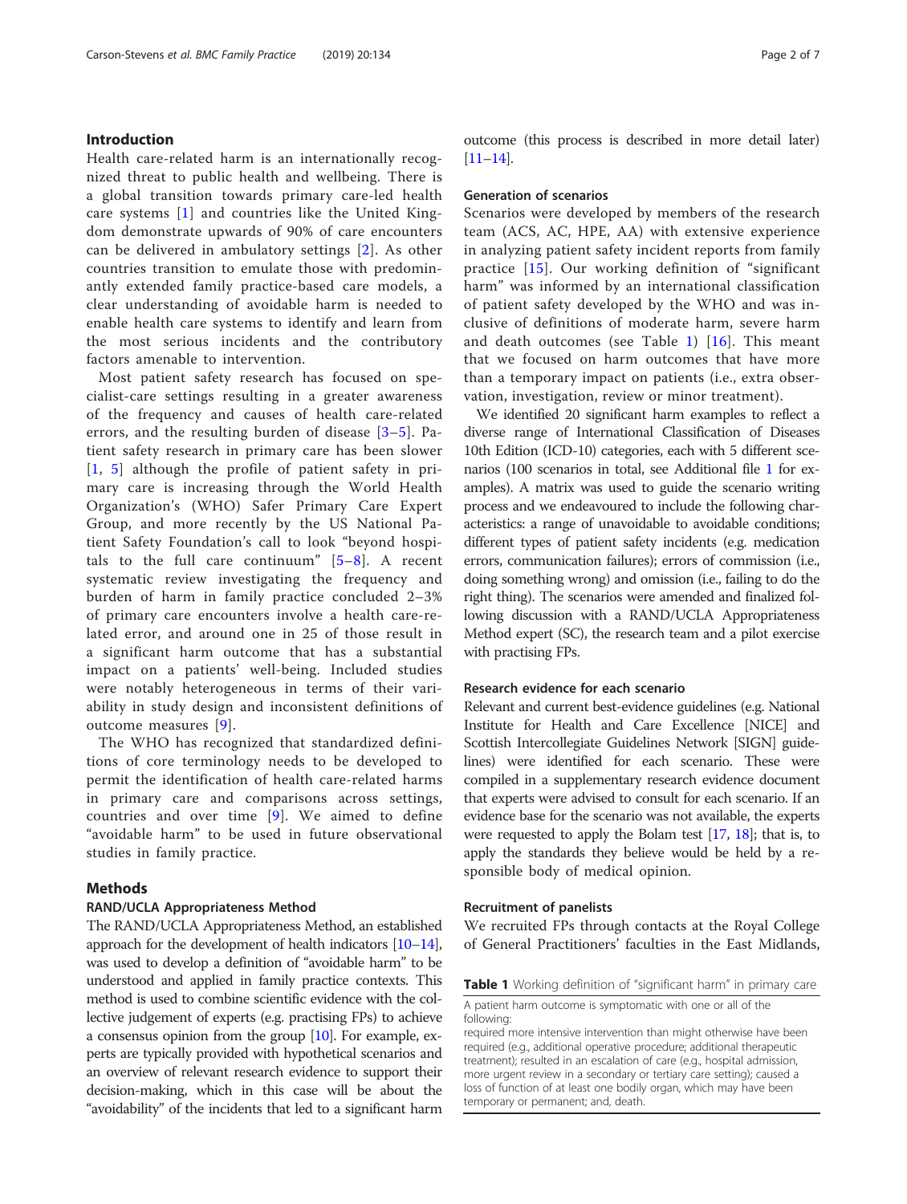## Introduction

Health care-related harm is an internationally recognized threat to public health and wellbeing. There is a global transition towards primary care-led health care systems [1] and countries like the United Kingdom demonstrate upwards of 90% of care encounters can be delivered in ambulatory settings [2]. As other countries transition to emulate those with predominantly extended family practice-based care models, a clear understanding of avoidable harm is needed to enable health care systems to identify and learn from the most serious incidents and the contributory factors amenable to intervention.

Most patient safety research has focused on specialist-care settings resulting in a greater awareness of the frequency and causes of health care-related errors, and the resulting burden of disease [3–5]. Patient safety research in primary care has been slower [1, 5] although the profile of patient safety in primary care is increasing through the World Health Organization's (WHO) Safer Primary Care Expert Group, and more recently by the US National Patient Safety Foundation's call to look "beyond hospitals to the full care continuum" [5–8]. A recent systematic review investigating the frequency and burden of harm in family practice concluded 2–3% of primary care encounters involve a health care-related error, and around one in 25 of those result in a significant harm outcome that has a substantial impact on a patients' well-being. Included studies were notably heterogeneous in terms of their variability in study design and inconsistent definitions of outcome measures [9].

The WHO has recognized that standardized definitions of core terminology needs to be developed to permit the identification of health care-related harms in primary care and comparisons across settings, countries and over time [9]. We aimed to define "avoidable harm" to be used in future observational studies in family practice.

## Methods

### RAND/UCLA Appropriateness Method

The RAND/UCLA Appropriateness Method, an established approach for the development of health indicators [10–14], was used to develop a definition of "avoidable harm" to be understood and applied in family practice contexts. This method is used to combine scientific evidence with the collective judgement of experts (e.g. practising FPs) to achieve a consensus opinion from the group [10]. For example, experts are typically provided with hypothetical scenarios and an overview of relevant research evidence to support their decision-making, which in this case will be about the "avoidability" of the incidents that led to a significant harm outcome (this process is described in more detail later) [11–14].

### Generation of scenarios

Scenarios were developed by members of the research team (ACS, AC, HPE, AA) with extensive experience in analyzing patient safety incident reports from family practice [15]. Our working definition of "significant harm" was informed by an international classification of patient safety developed by the WHO and was inclusive of definitions of moderate harm, severe harm and death outcomes (see Table 1) [16]. This meant that we focused on harm outcomes that have more than a temporary impact on patients (i.e., extra observation, investigation, review or minor treatment).

We identified 20 significant harm examples to reflect a diverse range of International Classification of Diseases 10th Edition (ICD-10) categories, each with 5 different scenarios (100 scenarios in total, see Additional file 1 for examples). A matrix was used to guide the scenario writing process and we endeavoured to include the following characteristics: a range of unavoidable to avoidable conditions; different types of patient safety incidents (e.g. medication errors, communication failures); errors of commission (i.e., doing something wrong) and omission (i.e., failing to do the right thing). The scenarios were amended and finalized following discussion with a RAND/UCLA Appropriateness Method expert (SC), the research team and a pilot exercise with practising FPs.

### Research evidence for each scenario

Relevant and current best-evidence guidelines (e.g. National Institute for Health and Care Excellence [NICE] and Scottish Intercollegiate Guidelines Network [SIGN] guidelines) were identified for each scenario. These were compiled in a supplementary research evidence document that experts were advised to consult for each scenario. If an evidence base for the scenario was not available, the experts were requested to apply the Bolam test [17, 18]; that is, to apply the standards they believe would be held by a responsible body of medical opinion.

### Recruitment of panelists

We recruited FPs through contacts at the Royal College of General Practitioners' faculties in the East Midlands,

**Table 1** Working definition of "significant harm" in primary care

| |
|---|
| A patient harm outcome is symptomatic with one or all of the following: required more intensive intervention than might otherwise have been required (e.g., additional operative procedure; additional therapeutic treatment); resulted in an escalation of care (e.g., hospital admission, more urgent review in a secondary or tertiary care setting); caused a loss of function of at least one bodily organ, which may have been temporary or permanent; and, death. |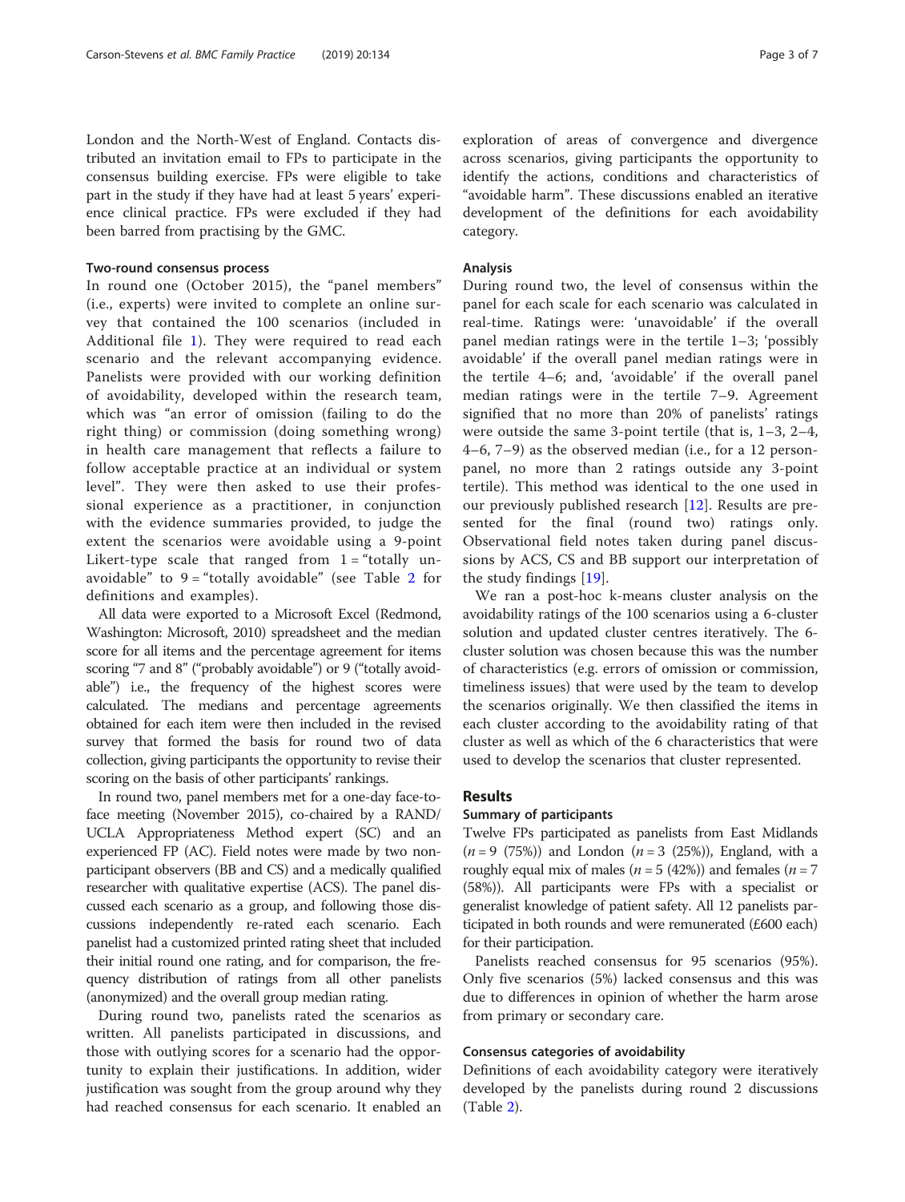London and the North-West of England. Contacts distributed an invitation email to FPs to participate in the consensus building exercise. FPs were eligible to take part in the study if they have had at least 5 years' experience clinical practice. FPs were excluded if they had been barred from practising by the GMC.

#### Two-round consensus process

In round one (October 2015), the "panel members" (i.e., experts) were invited to complete an online survey that contained the 100 scenarios (included in Additional file 1). They were required to read each scenario and the relevant accompanying evidence. Panelists were provided with our working definition of avoidability, developed within the research team, which was "an error of omission (failing to do the right thing) or commission (doing something wrong) in health care management that reflects a failure to follow acceptable practice at an individual or system level". They were then asked to use their professional experience as a practitioner, in conjunction with the evidence summaries provided, to judge the extent the scenarios were avoidable using a 9-point Likert-type scale that ranged from 1 = "totally unavoidable" to 9 = "totally avoidable" (see Table 2 for definitions and examples).

All data were exported to a Microsoft Excel (Redmond, Washington: Microsoft, 2010) spreadsheet and the median score for all items and the percentage agreement for items scoring "7 and 8" ("probably avoidable") or 9 ("totally avoidable") i.e., the frequency of the highest scores were calculated. The medians and percentage agreements obtained for each item were then included in the revised survey that formed the basis for round two of data collection, giving participants the opportunity to revise their scoring on the basis of other participants' rankings.

In round two, panel members met for a one-day face-to-face meeting (November 2015), co-chaired by a RAND/UCLA Appropriateness Method expert (SC) and an experienced FP (AC). Field notes were made by two non-participant observers (BB and CS) and a medically qualified researcher with qualitative expertise (ACS). The panel discussed each scenario as a group, and following those discussions independently re-rated each scenario. Each panelist had a customized printed rating sheet that included their initial round one rating, and for comparison, the frequency distribution of ratings from all other panelists (anonymized) and the overall group median rating.

During round two, panelists rated the scenarios as written. All panelists participated in discussions, and those with outlying scores for a scenario had the opportunity to explain their justifications. In addition, wider justification was sought from the group around why they had reached consensus for each scenario. It enabled an exploration of areas of convergence and divergence across scenarios, giving participants the opportunity to identify the actions, conditions and characteristics of "avoidable harm". These discussions enabled an iterative development of the definitions for each avoidability category.

#### Analysis

During round two, the level of consensus within the panel for each scale for each scenario was calculated in real-time. Ratings were: 'unavoidable' if the overall panel median ratings were in the tertile 1–3; 'possibly avoidable' if the overall panel median ratings were in the tertile 4–6; and, 'avoidable' if the overall panel median ratings were in the tertile 7–9. Agreement signified that no more than 20% of panelists' ratings were outside the same 3-point tertile (that is, 1–3, 2–4, 4–6, 7–9) as the observed median (i.e., for a 12 person-panel, no more than 2 ratings outside any 3-point tertile). This method was identical to the one used in our previously published research [12]. Results are presented for the final (round two) ratings only. Observational field notes taken during panel discussions by ACS, CS and BB support our interpretation of the study findings [19].

We ran a post-hoc k-means cluster analysis on the avoidability ratings of the 100 scenarios using a 6-cluster solution and updated cluster centres iteratively. The 6-cluster solution was chosen because this was the number of characteristics (e.g. errors of omission or commission, timeliness issues) that were used by the team to develop the scenarios originally. We then classified the items in each cluster according to the avoidability rating of that cluster as well as which of the 6 characteristics that were used to develop the scenarios that cluster represented.

## Results

#### Summary of participants

Twelve FPs participated as panelists from East Midlands (n = 9 (75%)) and London (n = 3 (25%)), England, with a roughly equal mix of males (n = 5 (42%)) and females (n = 7 (58%)). All participants were FPs with a specialist or generalist knowledge of patient safety. All 12 panelists participated in both rounds and were remunerated (£600 each) for their participation.

Panelists reached consensus for 95 scenarios (95%). Only five scenarios (5%) lacked consensus and this was due to differences in opinion of whether the harm arose from primary or secondary care.

#### Consensus categories of avoidability

Definitions of each avoidability category were iteratively developed by the panelists during round 2 discussions (Table 2).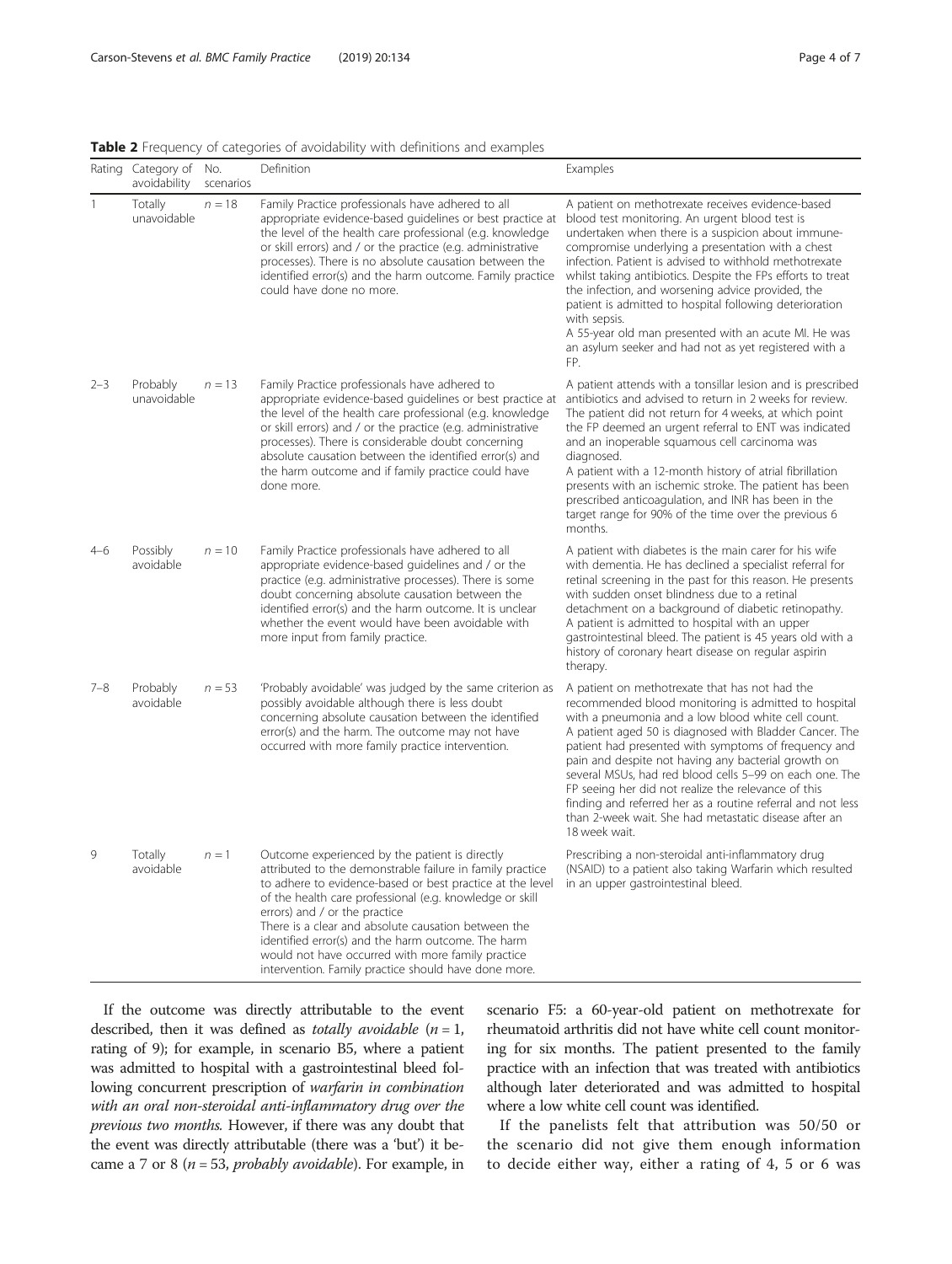**Table 2** Frequency of categories of avoidability with definitions and examples

| Rating | Category of avoidability | No. scenarios | Definition | Examples |
|---|---|---|---|---|
| 1 | Totally unavoidable | $n = 18$ | Family Practice professionals have adhered to all appropriate evidence-based guidelines or best practice at the level of the health care professional (e.g. knowledge or skill errors) and / or the practice (e.g. administrative processes). There is no absolute causation between the identified error(s) and the harm outcome. Family practice could have done no more. | A patient on methotrexate receives evidence-based blood test monitoring. An urgent blood test is undertaken when there is a suspicion about immune-compromise underlying a presentation with a chest infection. Patient is advised to withhold methotrexate whilst taking antibiotics. Despite the FPs efforts to treat the infection, and worsening advice provided, the patient is admitted to hospital following deterioration with sepsis.<br>A 55-year old man presented with an acute MI. He was an asylum seeker and had not as yet registered with a FP. |
| 2–3 | Probably unavoidable | $n = 13$ | Family Practice professionals have adhered to appropriate evidence-based guidelines or best practice at the level of the health care professional (e.g. knowledge or skill errors) and / or the practice (e.g. administrative processes). There is considerable doubt concerning absolute causation between the identified error(s) and the harm outcome and if family practice could have done more. | A patient attends with a tonsillar lesion and is prescribed antibiotics and advised to return in 2 weeks for review. The patient did not return for 4 weeks, at which point the FP deemed an urgent referral to ENT was indicated and an inoperable squamous cell carcinoma was diagnosed.<br>A patient with a 12-month history of atrial fibrillation presents with an ischemic stroke. The patient has been prescribed anticoagulation, and INR has been in the target range for 90% of the time over the previous 6 months. |
| 4–6 | Possibly avoidable | $n = 10$ | Family Practice professionals have adhered to all appropriate evidence-based guidelines and / or the practice (e.g. administrative processes). There is some doubt concerning absolute causation between the identified error(s) and the harm outcome. It is unclear whether the event would have been avoidable with more input from family practice. | A patient with diabetes is the main carer for his wife with dementia. He has declined a specialist referral for retinal screening in the past for this reason. He presents with sudden onset blindness due to a retinal detachment on a background of diabetic retinopathy.<br>A patient is admitted to hospital with an upper gastrointestinal bleed. The patient is 45 years old with a history of coronary heart disease on regular aspirin therapy. |
| 7–8 | Probably avoidable | $n = 53$ | 'Probably avoidable' was judged by the same criterion as possibly avoidable although there is less doubt concerning absolute causation between the identified error(s) and the harm. The outcome may not have occurred with more family practice intervention. | A patient on methotrexate that has not had the recommended blood monitoring is admitted to hospital with a pneumonia and a low blood white cell count.<br>A patient aged 50 is diagnosed with Bladder Cancer. The patient had presented with symptoms of frequency and pain and despite not having any bacterial growth on several MSUs, had red blood cells 5–99 on each one. The FP seeing her did not realize the relevance of this finding and referred her as a routine referral and not less than 2-week wait. She had metastatic disease after an 18 week wait. |
| 9 | Totally avoidable | $n = 1$ | Outcome experienced by the patient is directly attributed to the demonstrable failure in family practice to adhere to evidence-based or best practice at the level of the health care professional (e.g. knowledge or skill errors) and / or the practice<br>There is a clear and absolute causation between the identified error(s) and the harm outcome. The harm would not have occurred with more family practice intervention. Family practice should have done more. | Prescribing a non-steroidal anti-inflammatory drug (NSAID) to a patient also taking Warfarin which resulted in an upper gastrointestinal bleed. |

If the outcome was directly attributable to the event described, then it was defined as *totally avoidable* ($n = 1$, rating of 9); for example, in scenario B5, where a patient was admitted to hospital with a gastrointestinal bleed following concurrent prescription of *warfarin in combination with an oral non-steroidal anti-inflammatory drug over the previous two months.* However, if there was any doubt that the event was directly attributable (there was a 'but') it became a 7 or 8 ($n = 53$, *probably avoidable*). For example, in scenario F5: a 60-year-old patient on methotrexate for rheumatoid arthritis did not have white cell count monitoring for six months. The patient presented to the family practice with an infection that was treated with antibiotics although later deteriorated and was admitted to hospital where a low white cell count was identified.

If the panelists felt that attribution was 50/50 or the scenario did not give them enough information to decide either way, either a rating of 4, 5 or 6 was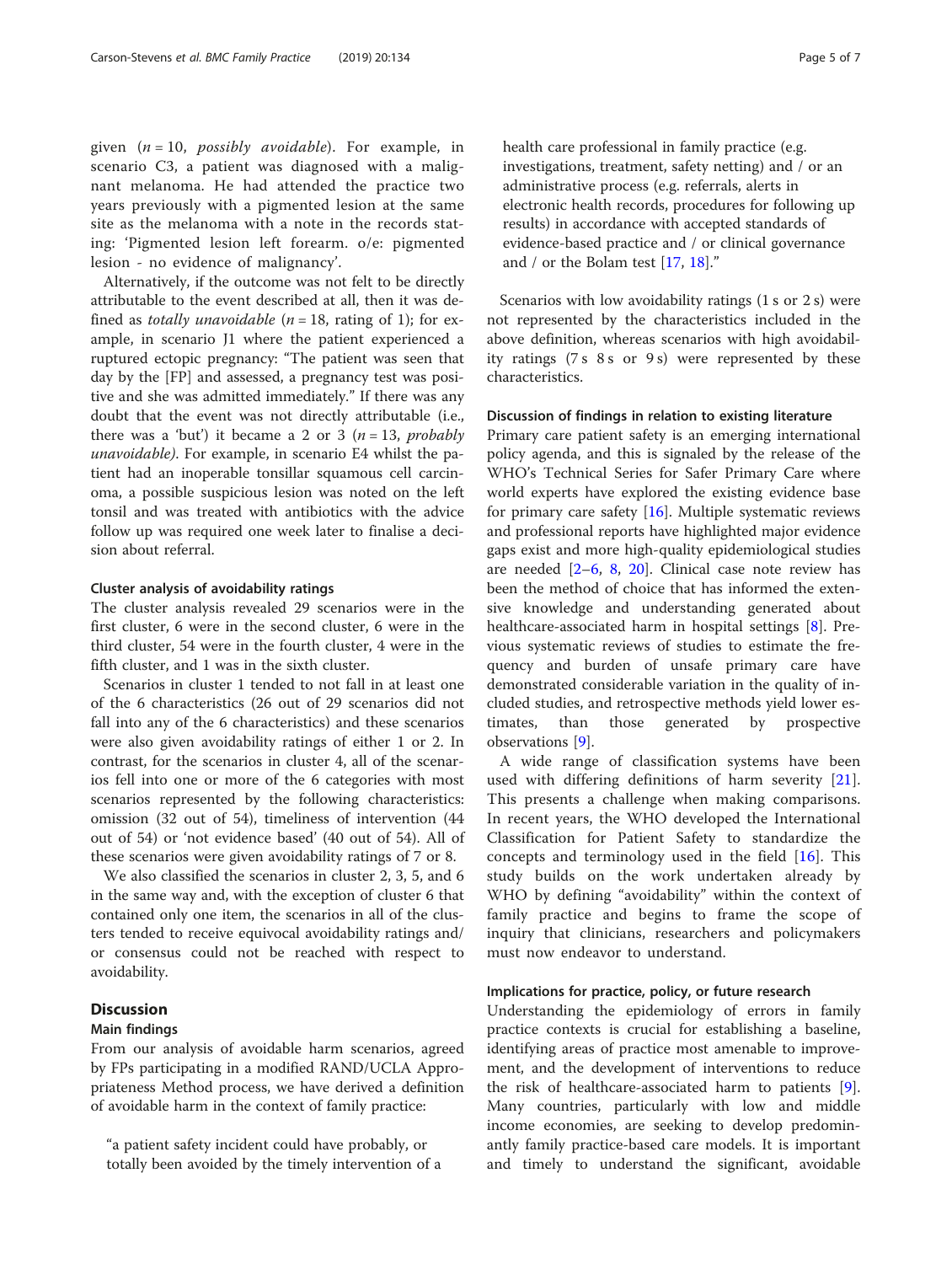given ($n = 10$, *possibly avoidable*). For example, in scenario C3, a patient was diagnosed with a malignant melanoma. He had attended the practice two years previously with a pigmented lesion at the same site as the melanoma with a note in the records stating: 'Pigmented lesion left forearm. o/e: pigmented lesion - no evidence of malignancy'.

Alternatively, if the outcome was not felt to be directly attributable to the event described at all, then it was defined as *totally unavoidable* ($n = 18$, rating of 1); for example, in scenario J1 where the patient experienced a ruptured ectopic pregnancy: "The patient was seen that day by the [FP] and assessed, a pregnancy test was positive and she was admitted immediately." If there was any doubt that the event was not directly attributable (i.e., there was a 'but') it became a 2 or 3 ($n = 13$, *probably unavoidable*). For example, in scenario E4 whilst the patient had an inoperable tonsillar squamous cell carcinoma, a possible suspicious lesion was noted on the left tonsil and was treated with antibiotics with the advice follow up was required one week later to finalise a decision about referral.

### Cluster analysis of avoidability ratings

The cluster analysis revealed 29 scenarios were in the first cluster, 6 were in the second cluster, 6 were in the third cluster, 54 were in the fourth cluster, 4 were in the fifth cluster, and 1 was in the sixth cluster.

Scenarios in cluster 1 tended to not fall in at least one of the 6 characteristics (26 out of 29 scenarios did not fall into any of the 6 characteristics) and these scenarios were also given avoidability ratings of either 1 or 2. In contrast, for the scenarios in cluster 4, all of the scenarios fell into one or more of the 6 categories with most scenarios represented by the following characteristics: omission (32 out of 54), timeliness of intervention (44 out of 54) or 'not evidence based' (40 out of 54). All of these scenarios were given avoidability ratings of 7 or 8.

We also classified the scenarios in cluster 2, 3, 5, and 6 in the same way and, with the exception of cluster 6 that contained only one item, the scenarios in all of the clusters tended to receive equivocal avoidability ratings and/or consensus could not be reached with respect to avoidability.

## Discussion

### Main findings

From our analysis of avoidable harm scenarios, agreed by FPs participating in a modified RAND/UCLA Appropriateness Method process, we have derived a definition of avoidable harm in the context of family practice:

> "a patient safety incident could have probably, or totally been avoided by the timely intervention of a health care professional in family practice (e.g. investigations, treatment, safety netting) and / or an administrative process (e.g. referrals, alerts in electronic health records, procedures for following up results) in accordance with accepted standards of evidence-based practice and / or clinical governance and / or the Bolam test [17, 18]."

Scenarios with low avoidability ratings (1 s or 2 s) were not represented by the characteristics included in the above definition, whereas scenarios with high avoidability ratings (7 s 8 s or 9 s) were represented by these characteristics.

### Discussion of findings in relation to existing literature

Primary care patient safety is an emerging international policy agenda, and this is signaled by the release of the WHO's Technical Series for Safer Primary Care where world experts have explored the existing evidence base for primary care safety [16]. Multiple systematic reviews and professional reports have highlighted major evidence gaps exist and more high-quality epidemiological studies are needed [2–6, 8, 20]. Clinical case note review has been the method of choice that has informed the extensive knowledge and understanding generated about healthcare-associated harm in hospital settings [8]. Previous systematic reviews of studies to estimate the frequency and burden of unsafe primary care have demonstrated considerable variation in the quality of included studies, and retrospective methods yield lower estimates, than those generated by prospective observations [9].

A wide range of classification systems have been used with differing definitions of harm severity [21]. This presents a challenge when making comparisons. In recent years, the WHO developed the International Classification for Patient Safety to standardize the concepts and terminology used in the field [16]. This study builds on the work undertaken already by WHO by defining "avoidability" within the context of family practice and begins to frame the scope of inquiry that clinicians, researchers and policymakers must now endeavor to understand.

### Implications for practice, policy, or future research

Understanding the epidemiology of errors in family practice contexts is crucial for establishing a baseline, identifying areas of practice most amenable to improvement, and the development of interventions to reduce the risk of healthcare-associated harm to patients [9]. Many countries, particularly with low and middle income economies, are seeking to develop predominantly family practice-based care models. It is important and timely to understand the significant, avoidable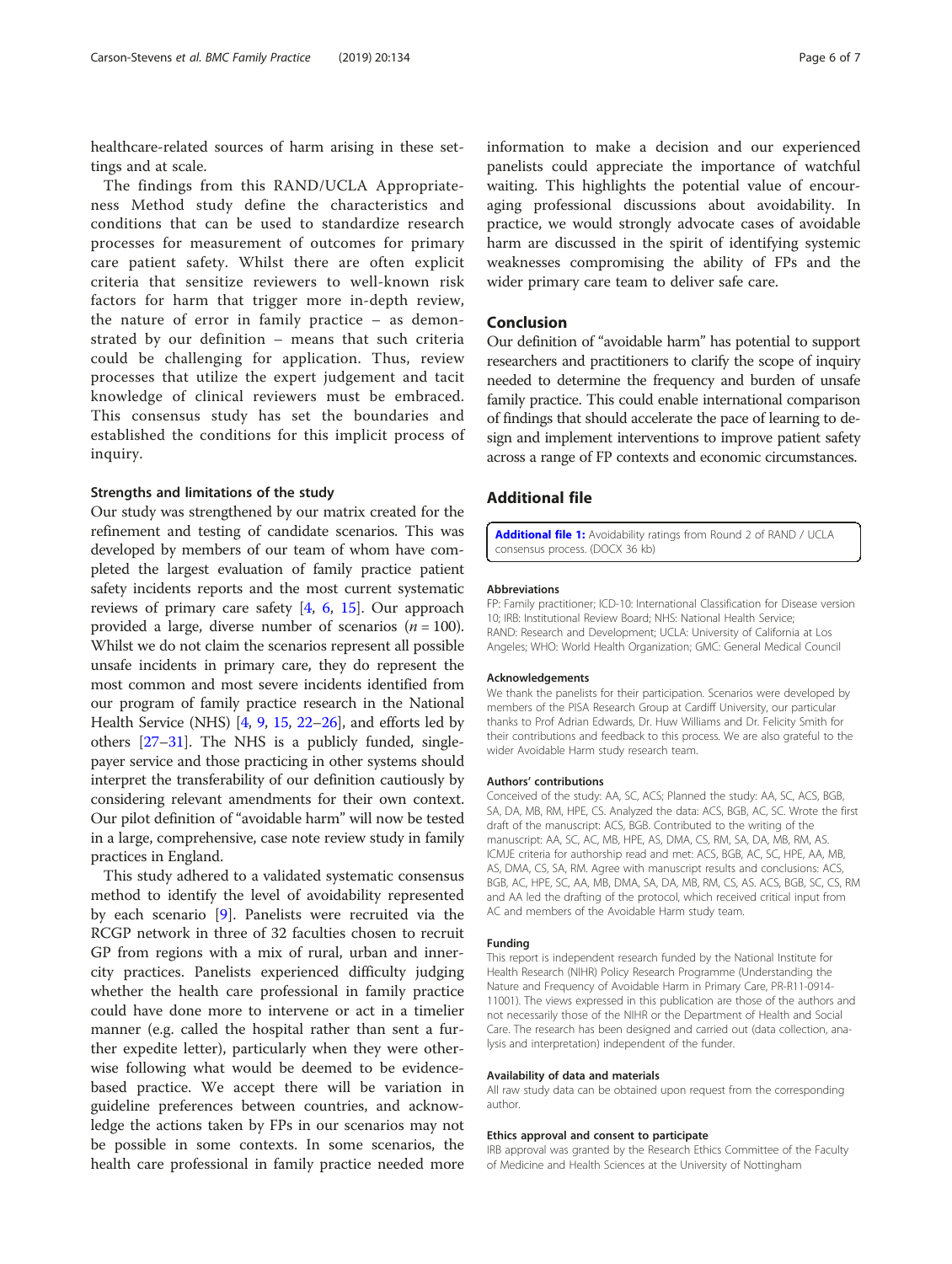healthcare-related sources of harm arising in these settings and at scale.

The findings from this RAND/UCLA Appropriateness Method study define the characteristics and conditions that can be used to standardize research processes for measurement of outcomes for primary care patient safety. Whilst there are often explicit criteria that sensitize reviewers to well-known risk factors for harm that trigger more in-depth review, the nature of error in family practice – as demonstrated by our definition – means that such criteria could be challenging for application. Thus, review processes that utilize the expert judgement and tacit knowledge of clinical reviewers must be embraced. This consensus study has set the boundaries and established the conditions for this implicit process of inquiry.

### Strengths and limitations of the study

Our study was strengthened by our matrix created for the refinement and testing of candidate scenarios. This was developed by members of our team of whom have completed the largest evaluation of family practice patient safety incidents reports and the most current systematic reviews of primary care safety [4, 6, 15]. Our approach provided a large, diverse number of scenarios ($n = 100$). Whilst we do not claim the scenarios represent all possible unsafe incidents in primary care, they do represent the most common and most severe incidents identified from our program of family practice research in the National Health Service (NHS) [4, 9, 15, 22–26], and efforts led by others [27–31]. The NHS is a publicly funded, single-payer service and those practicing in other systems should interpret the transferability of our definition cautiously by considering relevant amendments for their own context. Our pilot definition of "avoidable harm" will now be tested in a large, comprehensive, case note review study in family practices in England.

This study adhered to a validated systematic consensus method to identify the level of avoidability represented by each scenario [9]. Panelists were recruited via the RCGP network in three of 32 faculties chosen to recruit GP from regions with a mix of rural, urban and inner-city practices. Panelists experienced difficulty judging whether the health care professional in family practice could have done more to intervene or act in a timelier manner (e.g. called the hospital rather than sent a further expedite letter), particularly when they were otherwise following what would be deemed to be evidence-based practice. We accept there will be variation in guideline preferences between countries, and acknowledge the actions taken by FPs in our scenarios may not be possible in some contexts. In some scenarios, the health care professional in family practice needed more information to make a decision and our experienced panelists could appreciate the importance of watchful waiting. This highlights the potential value of encouraging professional discussions about avoidability. In practice, we would strongly advocate cases of avoidable harm are discussed in the spirit of identifying systemic weaknesses compromising the ability of FPs and the wider primary care team to deliver safe care.

## Conclusion

Our definition of "avoidable harm" has potential to support researchers and practitioners to clarify the scope of inquiry needed to determine the frequency and burden of unsafe family practice. This could enable international comparison of findings that should accelerate the pace of learning to design and implement interventions to improve patient safety across a range of FP contexts and economic circumstances.

## Additional file

**Additional file 1:** Avoidability ratings from Round 2 of RAND / UCLA consensus process. (DOCX 36 kb)

### Abbreviations

FP: Family practitioner; ICD-10: International Classification for Disease version 10; IRB: Institutional Review Board; NHS: National Health Service; RAND: Research and Development; UCLA: University of California at Los Angeles; WHO: World Health Organization; GMC: General Medical Council

### Acknowledgements

We thank the panelists for their participation. Scenarios were developed by members of the PISA Research Group at Cardiff University, our particular thanks to Prof Adrian Edwards, Dr. Huw Williams and Dr. Felicity Smith for their contributions and feedback to this process. We are also grateful to the wider Avoidable Harm study research team.

### Authors' contributions

Conceived of the study: AA, SC, ACS; Planned the study: AA, SC, ACS, BGB, SA, DA, MB, RM, HPE, CS. Analyzed the data: ACS, BGB, AC, SC. Wrote the first draft of the manuscript: ACS, BGB. Contributed to the writing of the manuscript: AA, SC, AC, MB, HPE, AS, DMA, CS, RM, SA, DA, MB, RM, AS. ICMJE criteria for authorship read and met: ACS, BGB, AC, SC, HPE, AA, MB, AS, DMA, CS, SA, RM. Agree with manuscript results and conclusions: ACS, BGB, AC, HPE, SC, AA, MB, DMA, SA, DA, MB, RM, CS, AS. ACS, BGB, SC, CS, RM and AA led the drafting of the protocol, which received critical input from AC and members of the Avoidable Harm study team.

### Funding

This report is independent research funded by the National Institute for Health Research (NIHR) Policy Research Programme (Understanding the Nature and Frequency of Avoidable Harm in Primary Care, PR-R11-0914-11001). The views expressed in this publication are those of the authors and not necessarily those of the NIHR or the Department of Health and Social Care. The research has been designed and carried out (data collection, analysis and interpretation) independent of the funder.

### Availability of data and materials

All raw study data can be obtained upon request from the corresponding author.

### Ethics approval and consent to participate

IRB approval was granted by the Research Ethics Committee of the Faculty of Medicine and Health Sciences at the University of Nottingham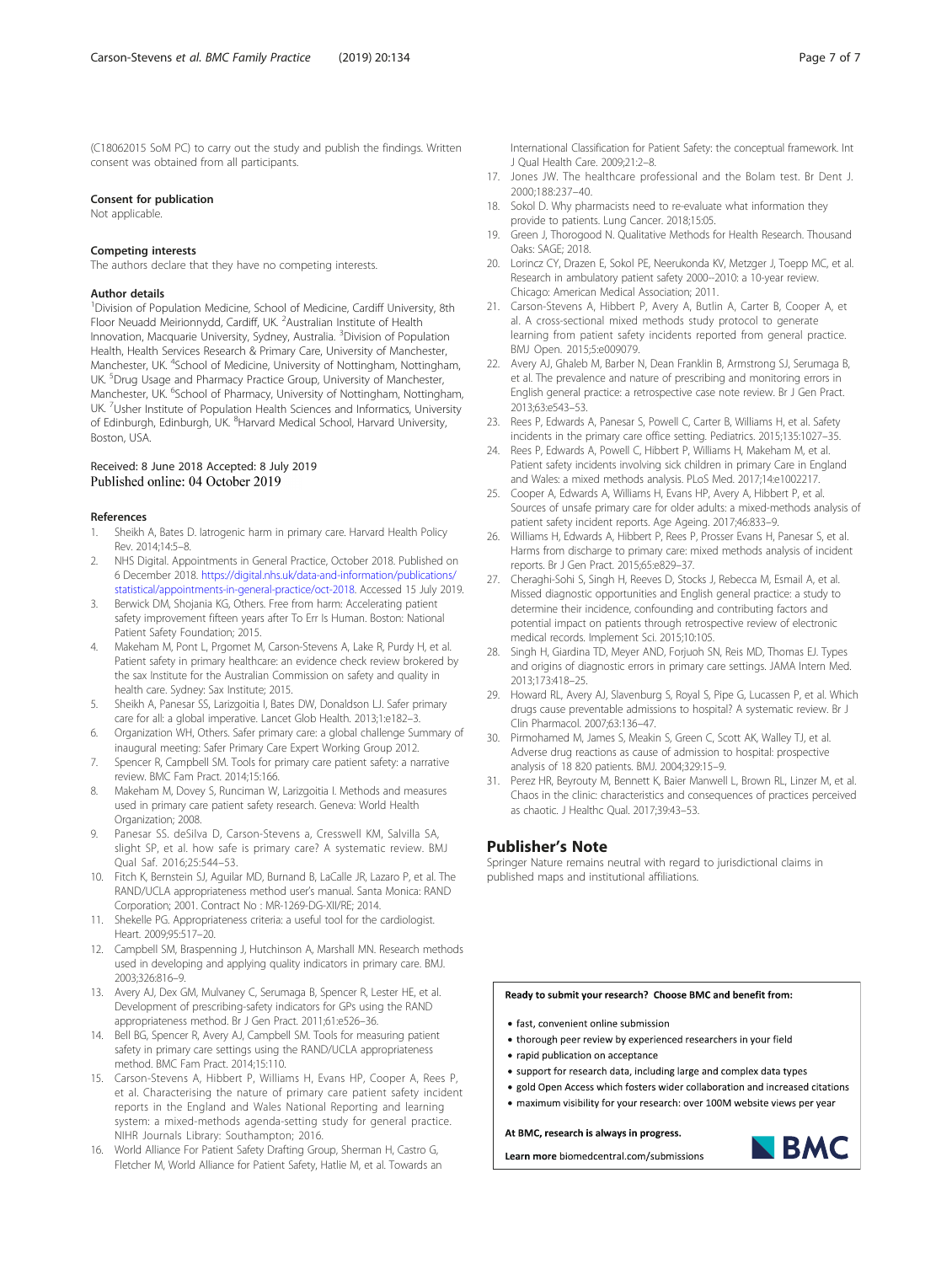(C18062015 SoM PC) to carry out the study and publish the findings. Written consent was obtained from all participants.

### Consent for publication

Not applicable.

### Competing interests

The authors declare that they have no competing interests.

### Author details

[1]Division of Population Medicine, School of Medicine, Cardiff University, 8th Floor Neuadd Meirionnydd, Cardiff, UK. [2]Australian Institute of Health Innovation, Macquarie University, Sydney, Australia. [3]Division of Population Health, Health Services Research & Primary Care, University of Manchester, Manchester, UK. [4]School of Medicine, University of Nottingham, Nottingham, UK. [5]Drug Usage and Pharmacy Practice Group, University of Manchester, Manchester, UK. [6]School of Pharmacy, University of Nottingham, Nottingham, UK. [7]Usher Institute of Population Health Sciences and Informatics, University of Edinburgh, Edinburgh, UK. [8]Harvard Medical School, Harvard University, Boston, USA.

Received: 8 June 2018 Accepted: 8 July 2019
Published online: 04 October 2019

### References

1. Sheikh A, Bates D. Iatrogenic harm in primary care. Harvard Health Policy Rev. 2014;14:5–8.
2. NHS Digital. Appointments in General Practice, October 2018. Published on 6 December 2018. https://digital.nhs.uk/data-and-information/publications/statistical/appointments-in-general-practice/oct-2018. Accessed 15 July 2019.
3. Berwick DM, Shojania KG, Others. Free from harm: Accelerating patient safety improvement fifteen years after To Err Is Human. Boston: National Patient Safety Foundation; 2015.
4. Makeham M, Pont L, Prgomet M, Carson-Stevens A, Lake R, Purdy H, et al. Patient safety in primary healthcare: an evidence check review brokered by the sax Institute for the Australian Commission on safety and quality in health care. Sydney: Sax Institute; 2015.
5. Sheikh A, Panesar SS, Larizgoitia I, Bates DW, Donaldson LJ. Safer primary care for all: a global imperative. Lancet Glob Health. 2013;1:e182–3.
6. Organization WH, Others. Safer primary care: a global challenge Summary of inaugural meeting: Safer Primary Care Expert Working Group 2012.
7. Spencer R, Campbell SM. Tools for primary care patient safety: a narrative review. BMC Fam Pract. 2014;15:166.
8. Makeham M, Dovey S, Runciman W, Larizgoitia I. Methods and measures used in primary care patient safety research. Geneva: World Health Organization; 2008.
9. Panesar SS. deSilva D, Carson-Stevens a, Cresswell KM, Salvilla SA, slight SP, et al. how safe is primary care? A systematic review. BMJ Qual Saf. 2016;25:544–53.
10. Fitch K, Bernstein SJ, Aguilar MD, Burnand B, LaCalle JR, Lazaro P, et al. The RAND/UCLA appropriateness method user's manual. Santa Monica: RAND Corporation; 2001. Contract No : MR-1269-DG-XII/RE; 2014.
11. Shekelle PG. Appropriateness criteria: a useful tool for the cardiologist. Heart. 2009;95:517–20.
12. Campbell SM, Braspenning J, Hutchinson A, Marshall MN. Research methods used in developing and applying quality indicators in primary care. BMJ. 2003;326:816–9.
13. Avery AJ, Dex GM, Mulvaney C, Serumaga B, Spencer R, Lester HE, et al. Development of prescribing-safety indicators for GPs using the RAND appropriateness method. Br J Gen Pract. 2011;61:e526–36.
14. Bell BG, Spencer R, Avery AJ, Campbell SM. Tools for measuring patient safety in primary care settings using the RAND/UCLA appropriateness method. BMC Fam Pract. 2014;15:110.
15. Carson-Stevens A, Hibbert P, Williams H, Evans HP, Cooper A, Rees P, et al. Characterising the nature of primary care patient safety incident reports in the England and Wales National Reporting and learning system: a mixed-methods agenda-setting study for general practice. NIHR Journals Library: Southampton; 2016.
16. World Alliance For Patient Safety Drafting Group, Sherman H, Castro G, Fletcher M, World Alliance for Patient Safety, Hatlie M, et al. Towards an International Classification for Patient Safety: the conceptual framework. Int J Qual Health Care. 2009;21:2–8.
17. Jones JW. The healthcare professional and the Bolam test. Br Dent J. 2000;188:237–40.
18. Sokol D. Why pharmacists need to re-evaluate what information they provide to patients. Lung Cancer. 2018;15:05.
19. Green J, Thorogood N. Qualitative Methods for Health Research. Thousand Oaks: SAGE; 2018.
20. Lorincz CY, Drazen E, Sokol PE, Neerukonda KV, Metzger J, Toepp MC, et al. Research in ambulatory patient safety 2000--2010: a 10-year review. Chicago: American Medical Association; 2011.
21. Carson-Stevens A, Hibbert P, Avery A, Butlin A, Carter B, Cooper A, et al. A cross-sectional mixed methods study protocol to generate learning from patient safety incidents reported from general practice. BMJ Open. 2015;5:e009079.
22. Avery AJ, Ghaleb M, Barber N, Dean Franklin B, Armstrong SJ, Serumaga B, et al. The prevalence and nature of prescribing and monitoring errors in English general practice: a retrospective case note review. Br J Gen Pract. 2013;63:e543–53.
23. Rees P, Edwards A, Panesar S, Powell C, Carter B, Williams H, et al. Safety incidents in the primary care office setting. Pediatrics. 2015;135:1027–35.
24. Rees P, Edwards A, Powell C, Hibbert P, Williams H, Makeham M, et al. Patient safety incidents involving sick children in primary Care in England and Wales: a mixed methods analysis. PLoS Med. 2017;14:e1002217.
25. Cooper A, Edwards A, Williams H, Evans HP, Avery A, Hibbert P, et al. Sources of unsafe primary care for older adults: a mixed-methods analysis of patient safety incident reports. Age Ageing. 2017;46:833–9.
26. Williams H, Edwards A, Hibbert P, Rees P, Prosser Evans H, Panesar S, et al. Harms from discharge to primary care: mixed methods analysis of incident reports. Br J Gen Pract. 2015;65:e829–37.
27. Cheraghi-Sohi S, Singh H, Reeves D, Stocks J, Rebecca M, Esmail A, et al. Missed diagnostic opportunities and English general practice: a study to determine their incidence, confounding and contributing factors and potential impact on patients through retrospective review of electronic medical records. Implement Sci. 2015;10:105.
28. Singh H, Giardina TD, Meyer AND, Forjuoh SN, Reis MD, Thomas EJ. Types and origins of diagnostic errors in primary care settings. JAMA Intern Med. 2013;173:418–25.
29. Howard RL, Avery AJ, Slavenburg S, Royal S, Pipe G, Lucassen P, et al. Which drugs cause preventable admissions to hospital? A systematic review. Br J Clin Pharmacol. 2007;63:136–47.
30. Pirmohamed M, James S, Meakin S, Green C, Scott AK, Walley TJ, et al. Adverse drug reactions as cause of admission to hospital: prospective analysis of 18 820 patients. BMJ. 2004;329:15–9.
31. Perez HR, Beyrouty M, Bennett K, Baier Manwell L, Brown RL, Linzer M, et al. Chaos in the clinic: characteristics and consequences of practices perceived as chaotic. J Healthc Qual. 2017;39:43–53.

## Publisher's Note

Springer Nature remains neutral with regard to jurisdictional claims in published maps and institutional affiliations.

**Ready to submit your research? Choose BMC and benefit from:**

- fast, convenient online submission
- thorough peer review by experienced researchers in your field
- rapid publication on acceptance
- support for research data, including large and complex data types
- gold Open Access which fosters wider collaboration and increased citations
- maximum visibility for your research: over 100M website views per year

**At BMC, research is always in progress.**

**Learn more** biomedcentral.com/submissions

BMC